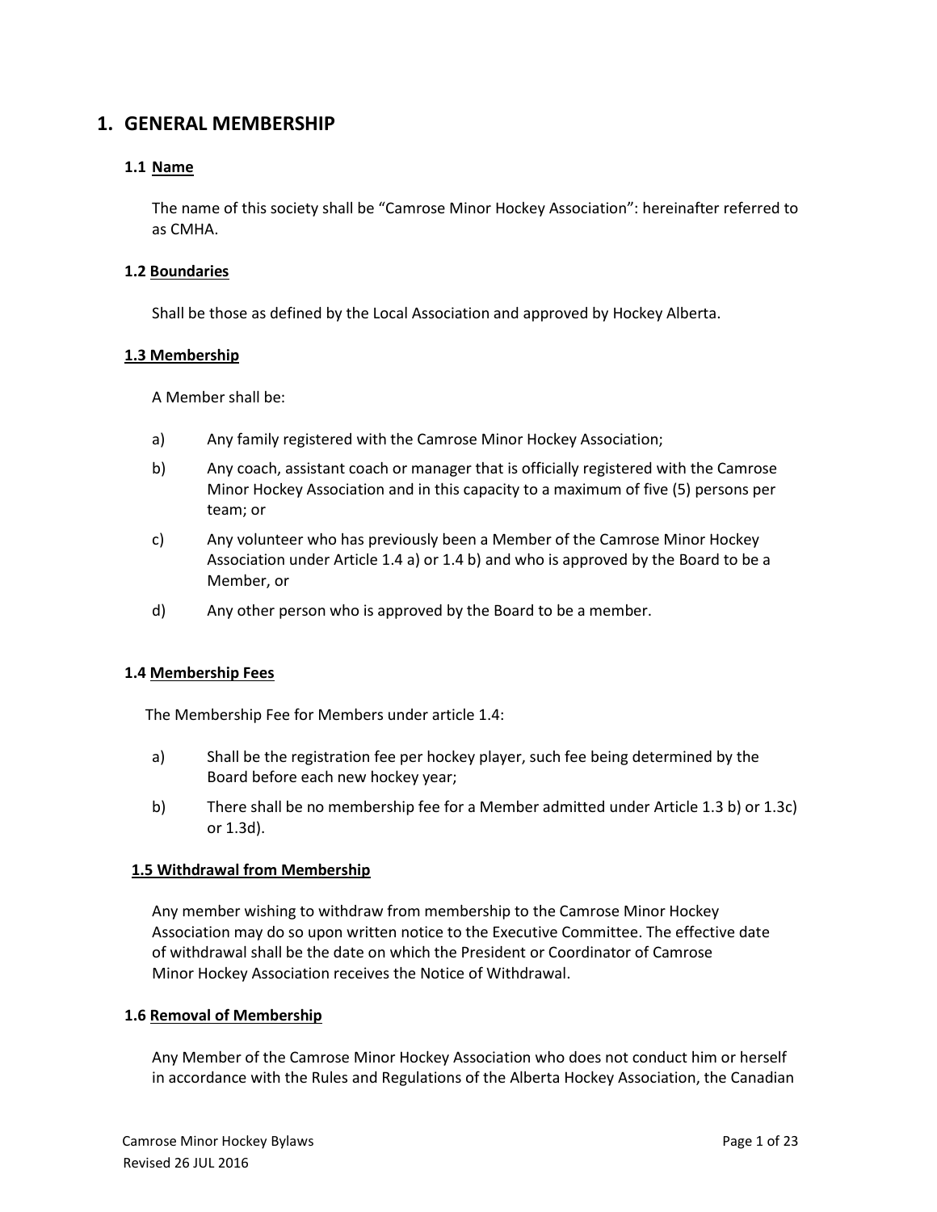# 1. GENERAL MEMBERSHIP

## 1.1 Name

The name of this society shall be "Camrose Minor Hockey Association": hereinafter referred to as CMHA.

## 1.2 Boundaries

Shall be those as defined by the Local Association and approved by Hockey Alberta.

## 1.3 Membership

A Member shall be:

a) Any family registered with the Camrose Minor Hockey Association;

b) Any coach, assistant coach or manager that is officially registered with the Camrose Minor Hockey Association and in this capacity to a maximum of five (5) persons per team; or

c) Any volunteer who has previously been a Member of the Camrose Minor Hockey Association under Article 1.4 a) or 1.4 b) and who is approved by the Board to be a Member, or

d) Any other person who is approved by the Board to be a member.

## 1.4 Membership Fees

The Membership Fee for Members under article 1.4:

a) Shall be the registration fee per hockey player, such fee being determined by the Board before each new hockey year;

b) There shall be no membership fee for a Member admitted under Article 1.3 b) or 1.3c) or 1.3d).

## 1.5 Withdrawal from Membership

Any member wishing to withdraw from membership to the Camrose Minor Hockey Association may do so upon written notice to the Executive Committee. The effective date of withdrawal shall be the date on which the President or Coordinator of Camrose Minor Hockey Association receives the Notice of Withdrawal.

## 1.6 Removal of Membership

Any Member of the Camrose Minor Hockey Association who does not conduct him or herself in accordance with the Rules and Regulations of the Alberta Hockey Association, the Canadian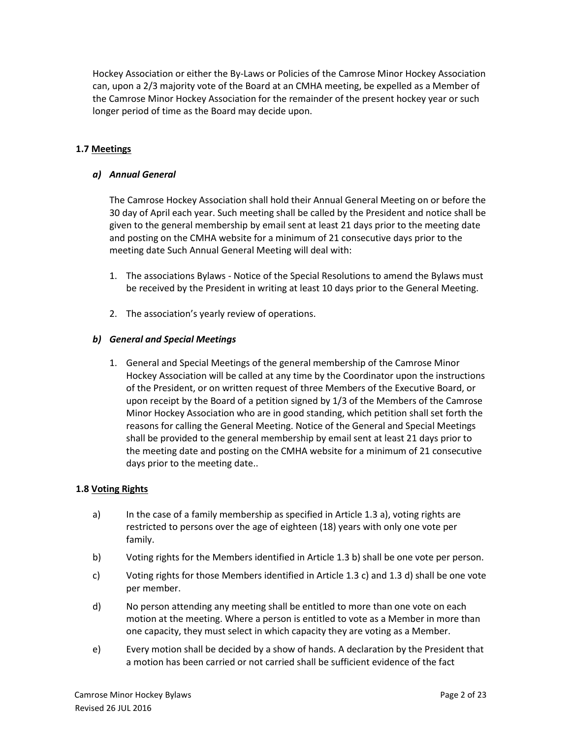Hockey Association or either the By-Laws or Policies of the Camrose Minor Hockey Association can, upon a 2/3 majority vote of the Board at an CMHA meeting, be expelled as a Member of the Camrose Minor Hockey Association for the remainder of the present hockey year or such longer period of time as the Board may decide upon.

### 1.7 Meetings

#### *a) Annual General*

The Camrose Hockey Association shall hold their Annual General Meeting on or before the 30 day of April each year. Such meeting shall be called by the President and notice shall be given to the general membership by email sent at least 21 days prior to the meeting date and posting on the CMHA website for a minimum of 21 consecutive days prior to the meeting date Such Annual General Meeting will deal with:

1. The associations Bylaws - Notice of the Special Resolutions to amend the Bylaws must be received by the President in writing at least 10 days prior to the General Meeting.
2. The association's yearly review of operations.

#### *b) General and Special Meetings*

1. General and Special Meetings of the general membership of the Camrose Minor Hockey Association will be called at any time by the Coordinator upon the instructions of the President, or on written request of three Members of the Executive Board, or upon receipt by the Board of a petition signed by 1/3 of the Members of the Camrose Minor Hockey Association who are in good standing, which petition shall set forth the reasons for calling the General Meeting. Notice of the General and Special Meetings shall be provided to the general membership by email sent at least 21 days prior to the meeting date and posting on the CMHA website for a minimum of 21 consecutive days prior to the meeting date..

### 1.8 Voting Rights

a) In the case of a family membership as specified in Article 1.3 a), voting rights are restricted to persons over the age of eighteen (18) years with only one vote per family.

b) Voting rights for the Members identified in Article 1.3 b) shall be one vote per person.

c) Voting rights for those Members identified in Article 1.3 c) and 1.3 d) shall be one vote per member.

d) No person attending any meeting shall be entitled to more than one vote on each motion at the meeting. Where a person is entitled to vote as a Member in more than one capacity, they must select in which capacity they are voting as a Member.

e) Every motion shall be decided by a show of hands. A declaration by the President that a motion has been carried or not carried shall be sufficient evidence of the fact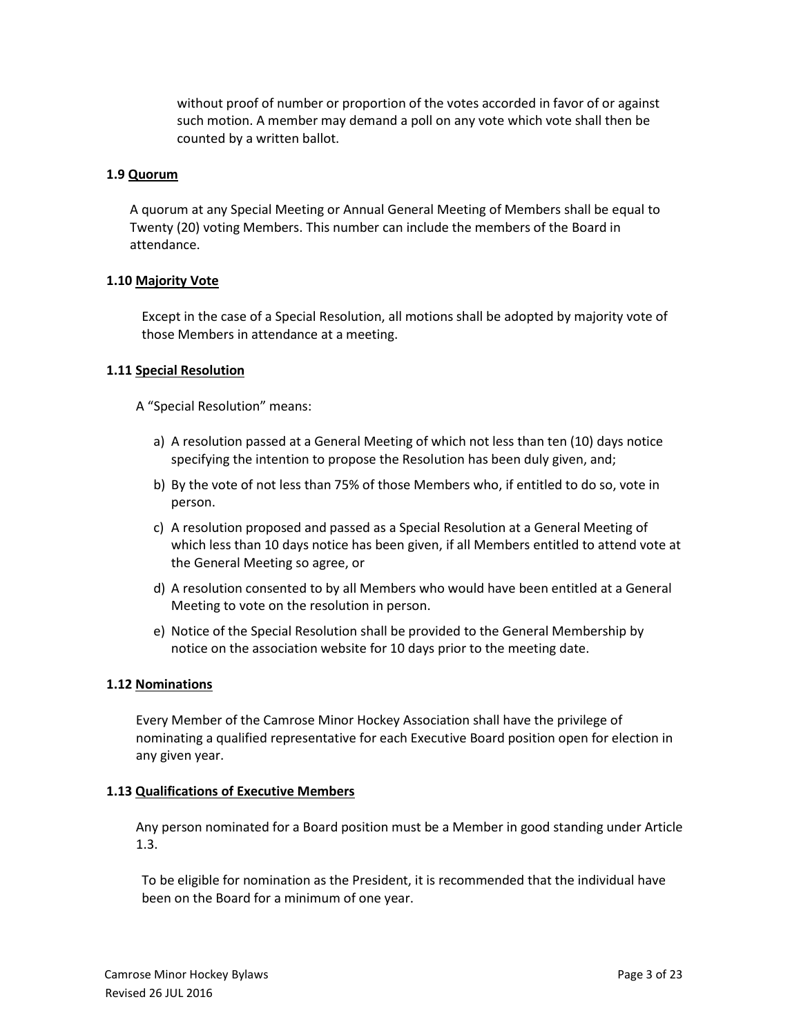without proof of number or proportion of the votes accorded in favor of or against such motion. A member may demand a poll on any vote which vote shall then be counted by a written ballot.

### 1.9 Quorum

A quorum at any Special Meeting or Annual General Meeting of Members shall be equal to Twenty (20) voting Members. This number can include the members of the Board in attendance.

### 1.10 Majority Vote

Except in the case of a Special Resolution, all motions shall be adopted by majority vote of those Members in attendance at a meeting.

### 1.11 Special Resolution

A "Special Resolution" means:

a) A resolution passed at a General Meeting of which not less than ten (10) days notice specifying the intention to propose the Resolution has been duly given, and;

b) By the vote of not less than 75% of those Members who, if entitled to do so, vote in person.

c) A resolution proposed and passed as a Special Resolution at a General Meeting of which less than 10 days notice has been given, if all Members entitled to attend vote at the General Meeting so agree, or

d) A resolution consented to by all Members who would have been entitled at a General Meeting to vote on the resolution in person.

e) Notice of the Special Resolution shall be provided to the General Membership by notice on the association website for 10 days prior to the meeting date.

### 1.12 Nominations

Every Member of the Camrose Minor Hockey Association shall have the privilege of nominating a qualified representative for each Executive Board position open for election in any given year.

### 1.13 Qualifications of Executive Members

Any person nominated for a Board position must be a Member in good standing under Article 1.3.

To be eligible for nomination as the President, it is recommended that the individual have been on the Board for a minimum of one year.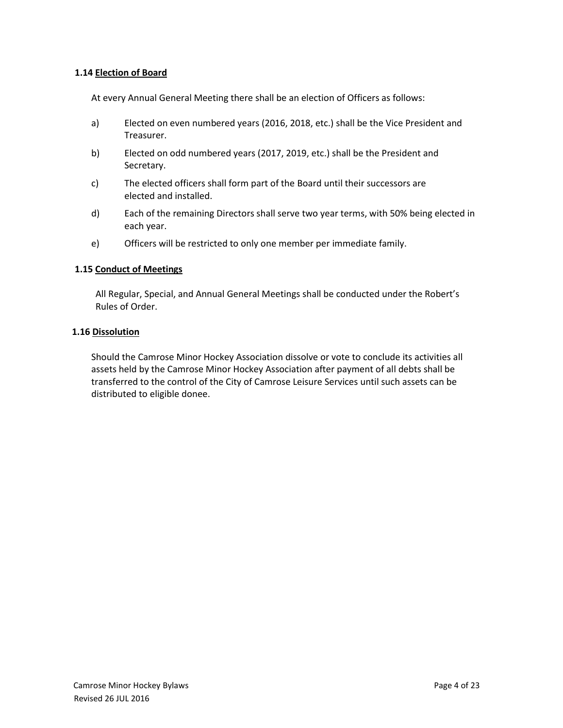### 1.14 <u>Election of Board</u>

At every Annual General Meeting there shall be an election of Officers as follows:

a) Elected on even numbered years (2016, 2018, etc.) shall be the Vice President and Treasurer.

b) Elected on odd numbered years (2017, 2019, etc.) shall be the President and Secretary.

c) The elected officers shall form part of the Board until their successors are elected and installed.

d) Each of the remaining Directors shall serve two year terms, with 50% being elected in each year.

e) Officers will be restricted to only one member per immediate family.

### 1.15 <u>Conduct of Meetings</u>

All Regular, Special, and Annual General Meetings shall be conducted under the Robert's Rules of Order.

### 1.16 <u>Dissolution</u>

Should the Camrose Minor Hockey Association dissolve or vote to conclude its activities all assets held by the Camrose Minor Hockey Association after payment of all debts shall be transferred to the control of the City of Camrose Leisure Services until such assets can be distributed to eligible donee.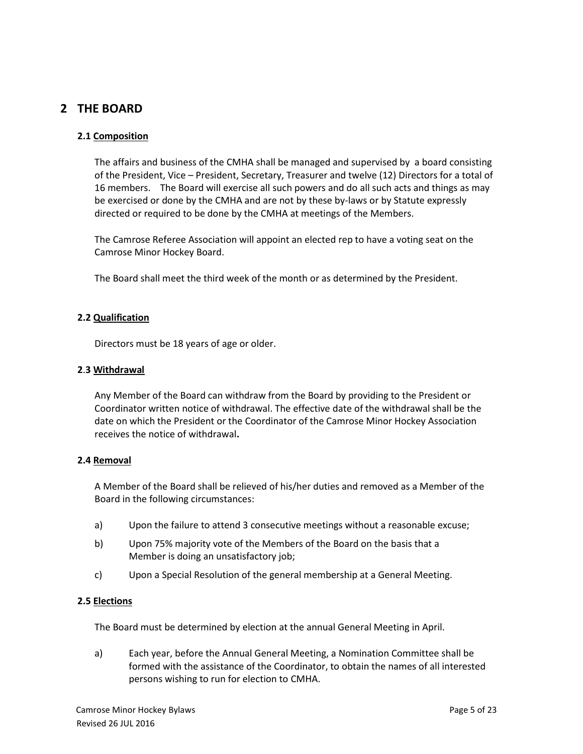## 2 THE BOARD

### 2.1 Composition

The affairs and business of the CMHA shall be managed and supervised by a board consisting of the President, Vice – President, Secretary, Treasurer and twelve (12) Directors for a total of 16 members. The Board will exercise all such powers and do all such acts and things as may be exercised or done by the CMHA and are not by these by-laws or by Statute expressly directed or required to be done by the CMHA at meetings of the Members.

The Camrose Referee Association will appoint an elected rep to have a voting seat on the Camrose Minor Hockey Board.

The Board shall meet the third week of the month or as determined by the President.

### 2.2 Qualification

Directors must be 18 years of age or older.

### 2.3 Withdrawal

Any Member of the Board can withdraw from the Board by providing to the President or Coordinator written notice of withdrawal. The effective date of the withdrawal shall be the date on which the President or the Coordinator of the Camrose Minor Hockey Association receives the notice of withdrawal**.**

### 2.4 Removal

A Member of the Board shall be relieved of his/her duties and removed as a Member of the Board in the following circumstances:

a) Upon the failure to attend 3 consecutive meetings without a reasonable excuse;

b) Upon 75% majority vote of the Members of the Board on the basis that a Member is doing an unsatisfactory job;

c) Upon a Special Resolution of the general membership at a General Meeting.

### 2.5 Elections

The Board must be determined by election at the annual General Meeting in April.

a) Each year, before the Annual General Meeting, a Nomination Committee shall be formed with the assistance of the Coordinator, to obtain the names of all interested persons wishing to run for election to CMHA.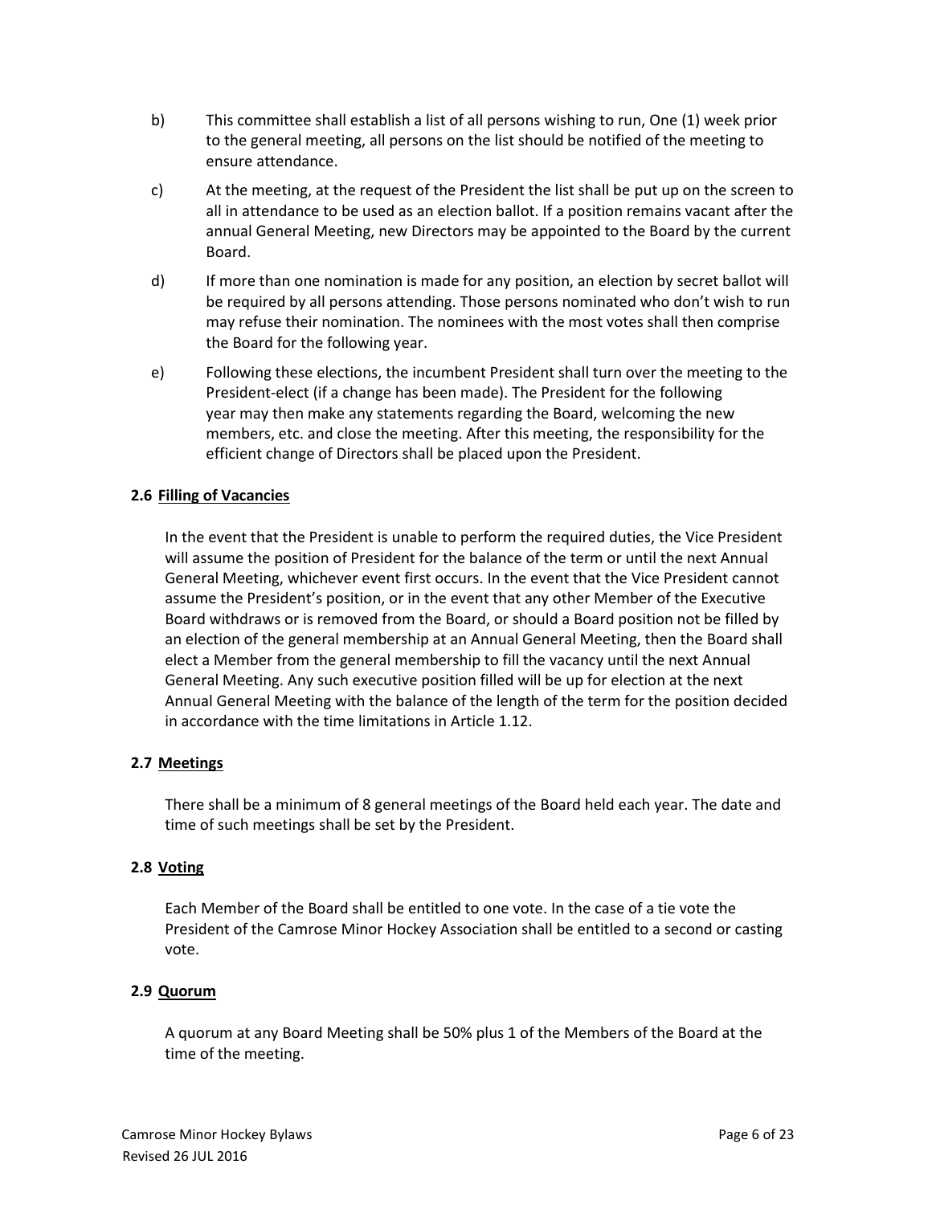b) This committee shall establish a list of all persons wishing to run, One (1) week prior to the general meeting, all persons on the list should be notified of the meeting to ensure attendance.

c) At the meeting, at the request of the President the list shall be put up on the screen to all in attendance to be used as an election ballot. If a position remains vacant after the annual General Meeting, new Directors may be appointed to the Board by the current Board.

d) If more than one nomination is made for any position, an election by secret ballot will be required by all persons attending. Those persons nominated who don't wish to run may refuse their nomination. The nominees with the most votes shall then comprise the Board for the following year.

e) Following these elections, the incumbent President shall turn over the meeting to the President-elect (if a change has been made). The President for the following year may then make any statements regarding the Board, welcoming the new members, etc. and close the meeting. After this meeting, the responsibility for the efficient change of Directors shall be placed upon the President.

### 2.6 Filling of Vacancies

In the event that the President is unable to perform the required duties, the Vice President will assume the position of President for the balance of the term or until the next Annual General Meeting, whichever event first occurs. In the event that the Vice President cannot assume the President's position, or in the event that any other Member of the Executive Board withdraws or is removed from the Board, or should a Board position not be filled by an election of the general membership at an Annual General Meeting, then the Board shall elect a Member from the general membership to fill the vacancy until the next Annual General Meeting. Any such executive position filled will be up for election at the next Annual General Meeting with the balance of the length of the term for the position decided in accordance with the time limitations in Article 1.12.

### 2.7 Meetings

There shall be a minimum of 8 general meetings of the Board held each year. The date and time of such meetings shall be set by the President.

### 2.8 Voting

Each Member of the Board shall be entitled to one vote. In the case of a tie vote the President of the Camrose Minor Hockey Association shall be entitled to a second or casting vote.

### 2.9 Quorum

A quorum at any Board Meeting shall be 50% plus 1 of the Members of the Board at the time of the meeting.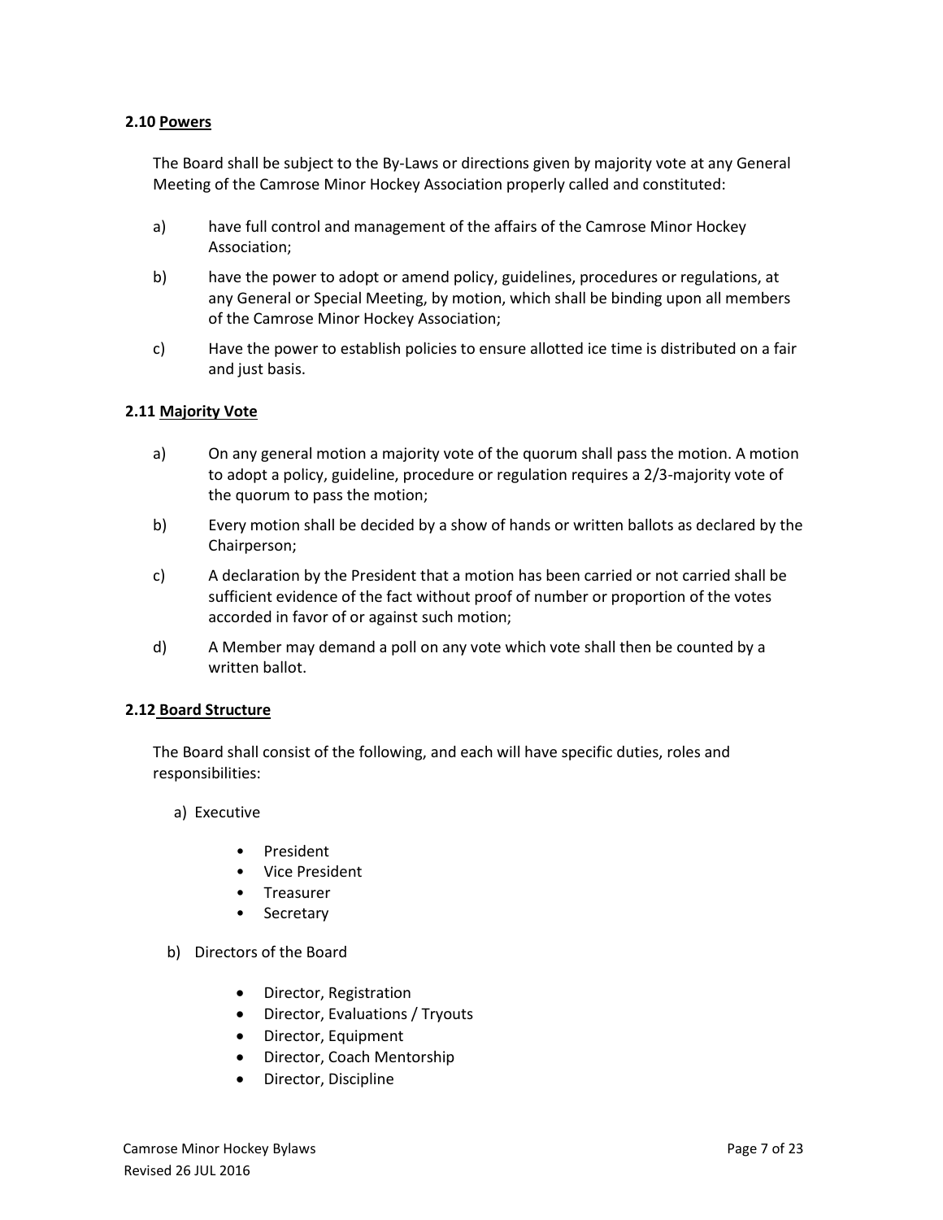### 2.10 Powers

The Board shall be subject to the By-Laws or directions given by majority vote at any General Meeting of the Camrose Minor Hockey Association properly called and constituted:

a) have full control and management of the affairs of the Camrose Minor Hockey Association;

b) have the power to adopt or amend policy, guidelines, procedures or regulations, at any General or Special Meeting, by motion, which shall be binding upon all members of the Camrose Minor Hockey Association;

c) Have the power to establish policies to ensure allotted ice time is distributed on a fair and just basis.

### 2.11 Majority Vote

a) On any general motion a majority vote of the quorum shall pass the motion. A motion to adopt a policy, guideline, procedure or regulation requires a 2/3-majority vote of the quorum to pass the motion;

b) Every motion shall be decided by a show of hands or written ballots as declared by the Chairperson;

c) A declaration by the President that a motion has been carried or not carried shall be sufficient evidence of the fact without proof of number or proportion of the votes accorded in favor of or against such motion;

d) A Member may demand a poll on any vote which vote shall then be counted by a written ballot.

### 2.12 Board Structure

The Board shall consist of the following, and each will have specific duties, roles and responsibilities:

a) Executive

- President
- Vice President
- Treasurer
- Secretary

b) Directors of the Board

- Director, Registration
- Director, Evaluations / Tryouts
- Director, Equipment
- Director, Coach Mentorship
- Director, Discipline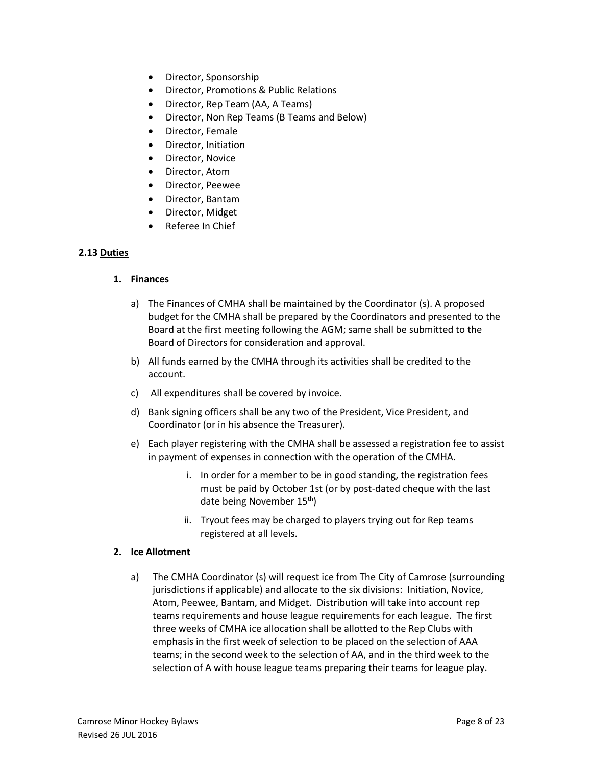- Director, Sponsorship
- Director, Promotions & Public Relations
- Director, Rep Team (AA, A Teams)
- Director, Non Rep Teams (B Teams and Below)
- Director, Female
- Director, Initiation
- Director, Novice
- Director, Atom
- Director, Peewee
- Director, Bantam
- Director, Midget
- Referee In Chief

**2.13 Duties**

1. **Finances**

   a) The Finances of CMHA shall be maintained by the Coordinator (s). A proposed budget for the CMHA shall be prepared by the Coordinators and presented to the Board at the first meeting following the AGM; same shall be submitted to the Board of Directors for consideration and approval.

   b) All funds earned by the CMHA through its activities shall be credited to the account.

   c) All expenditures shall be covered by invoice.

   d) Bank signing officers shall be any two of the President, Vice President, and Coordinator (or in his absence the Treasurer).

   e) Each player registering with the CMHA shall be assessed a registration fee to assist in payment of expenses in connection with the operation of the CMHA.

      i. In order for a member to be in good standing, the registration fees must be paid by October 1st (or by post-dated cheque with the last date being November 15th)

      ii. Tryout fees may be charged to players trying out for Rep teams registered at all levels.

2. **Ice Allotment**

   a) The CMHA Coordinator (s) will request ice from The City of Camrose (surrounding jurisdictions if applicable) and allocate to the six divisions: Initiation, Novice, Atom, Peewee, Bantam, and Midget. Distribution will take into account rep teams requirements and house league requirements for each league. The first three weeks of CMHA ice allocation shall be allotted to the Rep Clubs with emphasis in the first week of selection to be placed on the selection of AAA teams; in the second week to the selection of AA, and in the third week to the selection of A with house league teams preparing their teams for league play.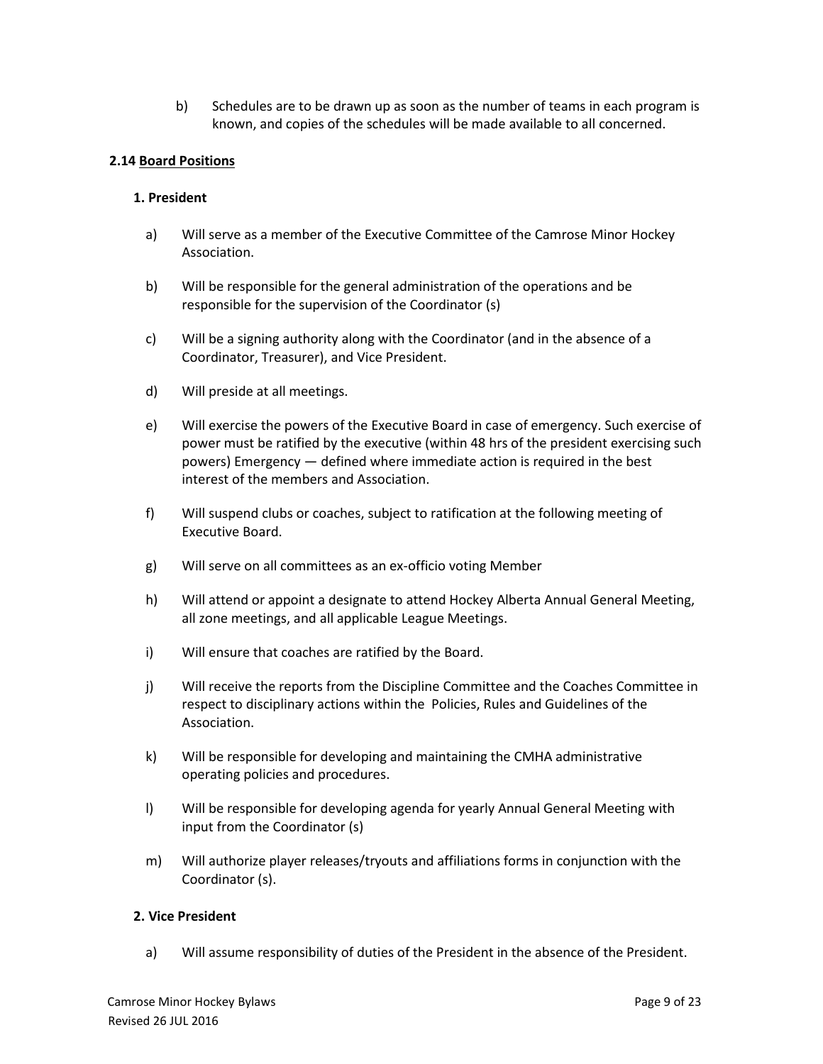b) Schedules are to be drawn up as soon as the number of teams in each program is known, and copies of the schedules will be made available to all concerned.

### 2.14 Board Positions

#### 1. President

a) Will serve as a member of the Executive Committee of the Camrose Minor Hockey Association.

b) Will be responsible for the general administration of the operations and be responsible for the supervision of the Coordinator (s)

c) Will be a signing authority along with the Coordinator (and in the absence of a Coordinator, Treasurer), and Vice President.

d) Will preside at all meetings.

e) Will exercise the powers of the Executive Board in case of emergency. Such exercise of power must be ratified by the executive (within 48 hrs of the president exercising such powers) Emergency — defined where immediate action is required in the best interest of the members and Association.

f) Will suspend clubs or coaches, subject to ratification at the following meeting of Executive Board.

g) Will serve on all committees as an ex-officio voting Member

h) Will attend or appoint a designate to attend Hockey Alberta Annual General Meeting, all zone meetings, and all applicable League Meetings.

i) Will ensure that coaches are ratified by the Board.

j) Will receive the reports from the Discipline Committee and the Coaches Committee in respect to disciplinary actions within the Policies, Rules and Guidelines of the Association.

k) Will be responsible for developing and maintaining the CMHA administrative operating policies and procedures.

l) Will be responsible for developing agenda for yearly Annual General Meeting with input from the Coordinator (s)

m) Will authorize player releases/tryouts and affiliations forms in conjunction with the Coordinator (s).

#### 2. Vice President

a) Will assume responsibility of duties of the President in the absence of the President.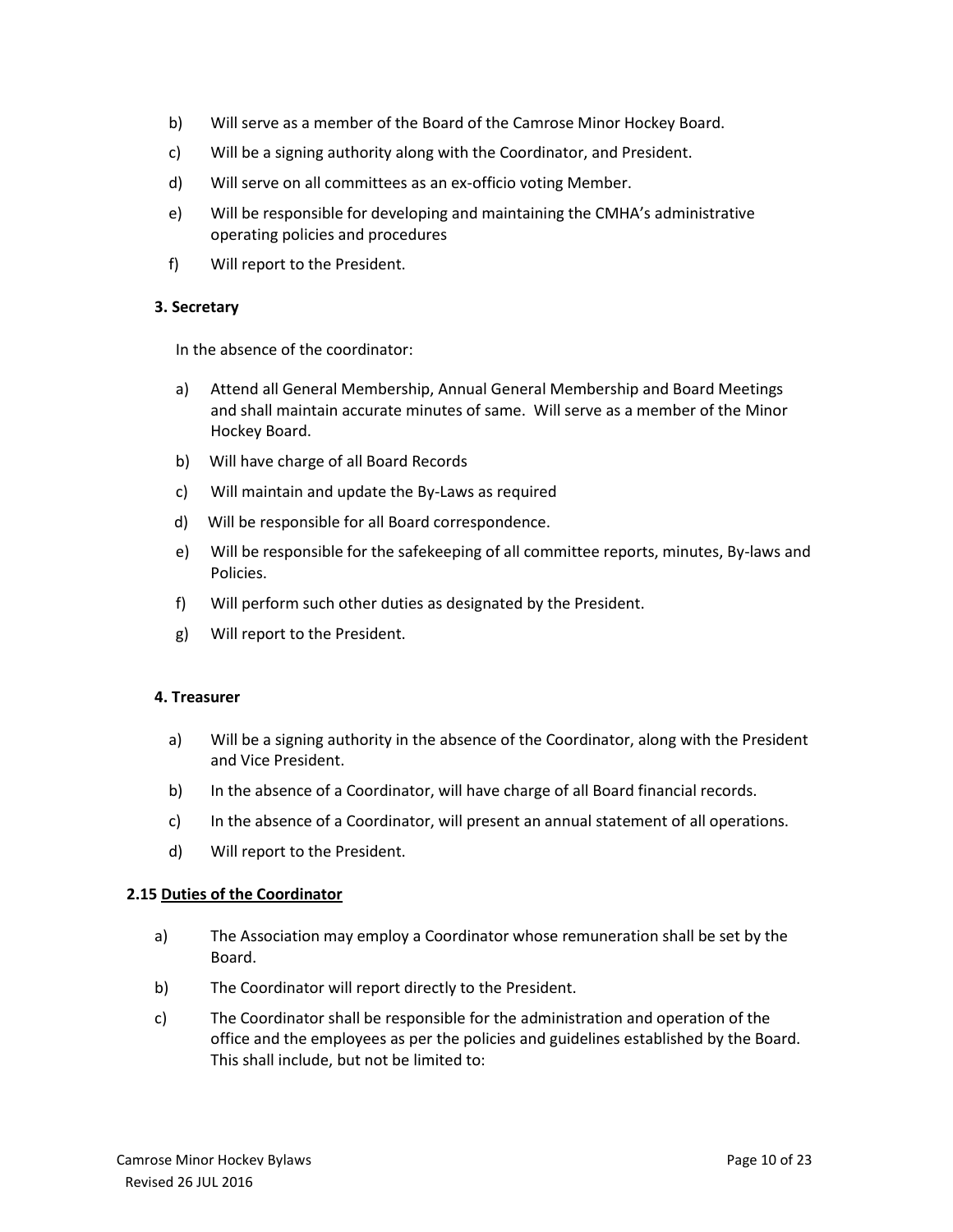b) Will serve as a member of the Board of the Camrose Minor Hockey Board.

c) Will be a signing authority along with the Coordinator, and President.

d) Will serve on all committees as an ex-officio voting Member.

e) Will be responsible for developing and maintaining the CMHA's administrative operating policies and procedures

f) Will report to the President.

**3. Secretary**

In the absence of the coordinator:

a) Attend all General Membership, Annual General Membership and Board Meetings and shall maintain accurate minutes of same. Will serve as a member of the Minor Hockey Board.

b) Will have charge of all Board Records

c) Will maintain and update the By-Laws as required

d) Will be responsible for all Board correspondence.

e) Will be responsible for the safekeeping of all committee reports, minutes, By-laws and Policies.

f) Will perform such other duties as designated by the President.

g) Will report to the President.

**4. Treasurer**

a) Will be a signing authority in the absence of the Coordinator, along with the President and Vice President.

b) In the absence of a Coordinator, will have charge of all Board financial records.

c) In the absence of a Coordinator, will present an annual statement of all operations.

d) Will report to the President.

**2.15 <u>Duties of the Coordinator</u>**

a) The Association may employ a Coordinator whose remuneration shall be set by the Board.

b) The Coordinator will report directly to the President.

c) The Coordinator shall be responsible for the administration and operation of the office and the employees as per the policies and guidelines established by the Board. This shall include, but not be limited to: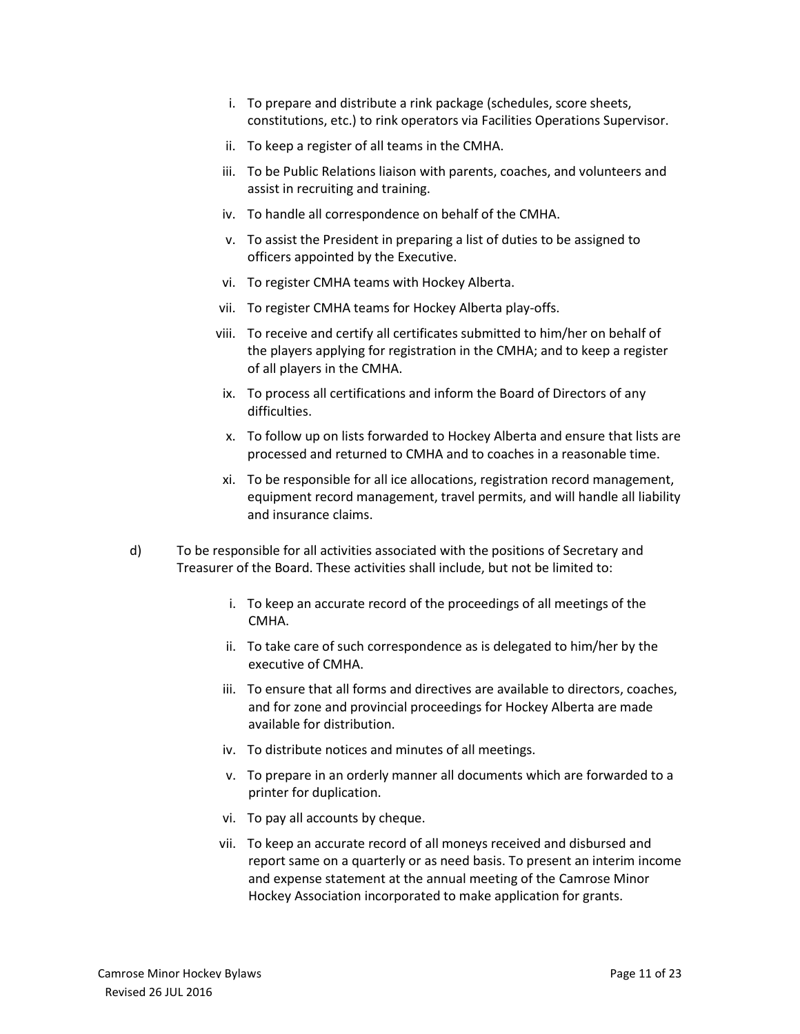i. To prepare and distribute a rink package (schedules, score sheets, constitutions, etc.) to rink operators via Facilities Operations Supervisor.

ii. To keep a register of all teams in the CMHA.

iii. To be Public Relations liaison with parents, coaches, and volunteers and assist in recruiting and training.

iv. To handle all correspondence on behalf of the CMHA.

v. To assist the President in preparing a list of duties to be assigned to officers appointed by the Executive.

vi. To register CMHA teams with Hockey Alberta.

vii. To register CMHA teams for Hockey Alberta play-offs.

viii. To receive and certify all certificates submitted to him/her on behalf of the players applying for registration in the CMHA; and to keep a register of all players in the CMHA.

ix. To process all certifications and inform the Board of Directors of any difficulties.

x. To follow up on lists forwarded to Hockey Alberta and ensure that lists are processed and returned to CMHA and to coaches in a reasonable time.

xi. To be responsible for all ice allocations, registration record management, equipment record management, travel permits, and will handle all liability and insurance claims.

d) To be responsible for all activities associated with the positions of Secretary and Treasurer of the Board. These activities shall include, but not be limited to:

i. To keep an accurate record of the proceedings of all meetings of the CMHA.

ii. To take care of such correspondence as is delegated to him/her by the executive of CMHA.

iii. To ensure that all forms and directives are available to directors, coaches, and for zone and provincial proceedings for Hockey Alberta are made available for distribution.

iv. To distribute notices and minutes of all meetings.

v. To prepare in an orderly manner all documents which are forwarded to a printer for duplication.

vi. To pay all accounts by cheque.

vii. To keep an accurate record of all moneys received and disbursed and report same on a quarterly or as need basis. To present an interim income and expense statement at the annual meeting of the Camrose Minor Hockey Association incorporated to make application for grants.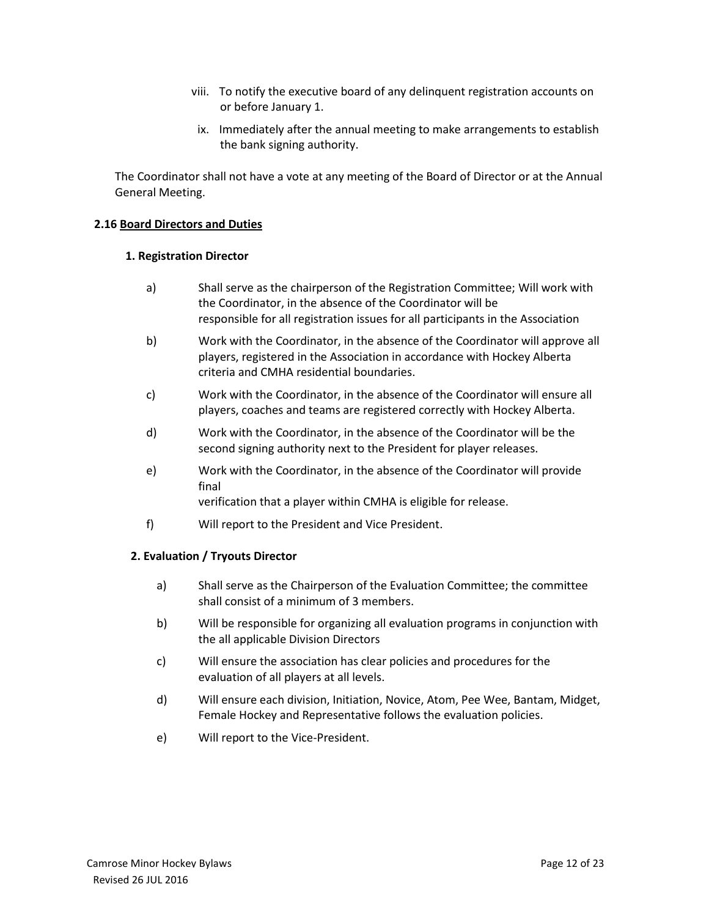viii. To notify the executive board of any delinquent registration accounts on or before January 1.

ix. Immediately after the annual meeting to make arrangements to establish the bank signing authority.

The Coordinator shall not have a vote at any meeting of the Board of Director or at the Annual General Meeting.

**2.16 <u>Board Directors and Duties</u>**

**1. Registration Director**

a) Shall serve as the chairperson of the Registration Committee; Will work with the Coordinator, in the absence of the Coordinator will be responsible for all registration issues for all participants in the Association

b) Work with the Coordinator, in the absence of the Coordinator will approve all players, registered in the Association in accordance with Hockey Alberta criteria and CMHA residential boundaries.

c) Work with the Coordinator, in the absence of the Coordinator will ensure all players, coaches and teams are registered correctly with Hockey Alberta.

d) Work with the Coordinator, in the absence of the Coordinator will be the second signing authority next to the President for player releases.

e) Work with the Coordinator, in the absence of the Coordinator will provide final verification that a player within CMHA is eligible for release.

f) Will report to the President and Vice President.

**2. Evaluation / Tryouts Director**

a) Shall serve as the Chairperson of the Evaluation Committee; the committee shall consist of a minimum of 3 members.

b) Will be responsible for organizing all evaluation programs in conjunction with the all applicable Division Directors

c) Will ensure the association has clear policies and procedures for the evaluation of all players at all levels.

d) Will ensure each division, Initiation, Novice, Atom, Pee Wee, Bantam, Midget, Female Hockey and Representative follows the evaluation policies.

e) Will report to the Vice-President.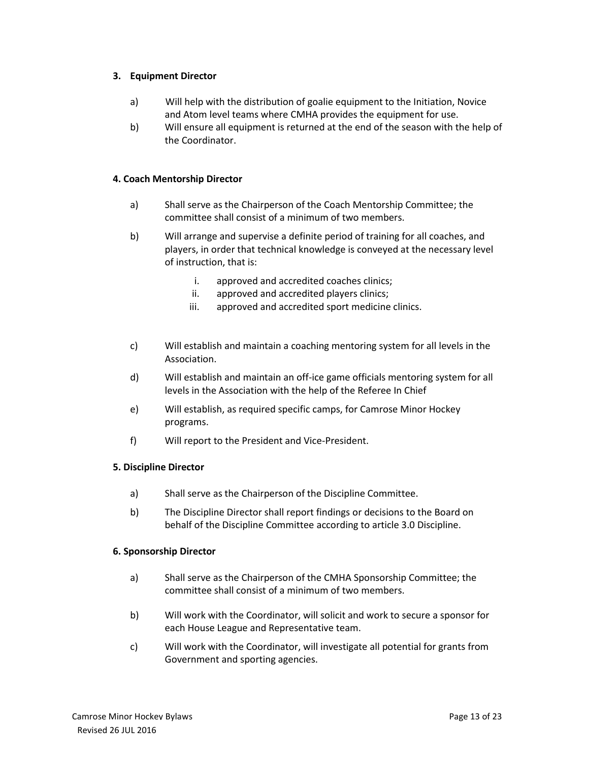**3. Equipment Director**

a) Will help with the distribution of goalie equipment to the Initiation, Novice and Atom level teams where CMHA provides the equipment for use.

b) Will ensure all equipment is returned at the end of the season with the help of the Coordinator.

**4. Coach Mentorship Director**

a) Shall serve as the Chairperson of the Coach Mentorship Committee; the committee shall consist of a minimum of two members.

b) Will arrange and supervise a definite period of training for all coaches, and players, in order that technical knowledge is conveyed at the necessary level of instruction, that is:

   i. approved and accredited coaches clinics;
   ii. approved and accredited players clinics;
   iii. approved and accredited sport medicine clinics.

c) Will establish and maintain a coaching mentoring system for all levels in the Association.

d) Will establish and maintain an off-ice game officials mentoring system for all levels in the Association with the help of the Referee In Chief

e) Will establish, as required specific camps, for Camrose Minor Hockey programs.

f) Will report to the President and Vice-President.

**5. Discipline Director**

a) Shall serve as the Chairperson of the Discipline Committee.

b) The Discipline Director shall report findings or decisions to the Board on behalf of the Discipline Committee according to article 3.0 Discipline.

**6. Sponsorship Director**

a) Shall serve as the Chairperson of the CMHA Sponsorship Committee; the committee shall consist of a minimum of two members.

b) Will work with the Coordinator, will solicit and work to secure a sponsor for each House League and Representative team.

c) Will work with the Coordinator, will investigate all potential for grants from Government and sporting agencies.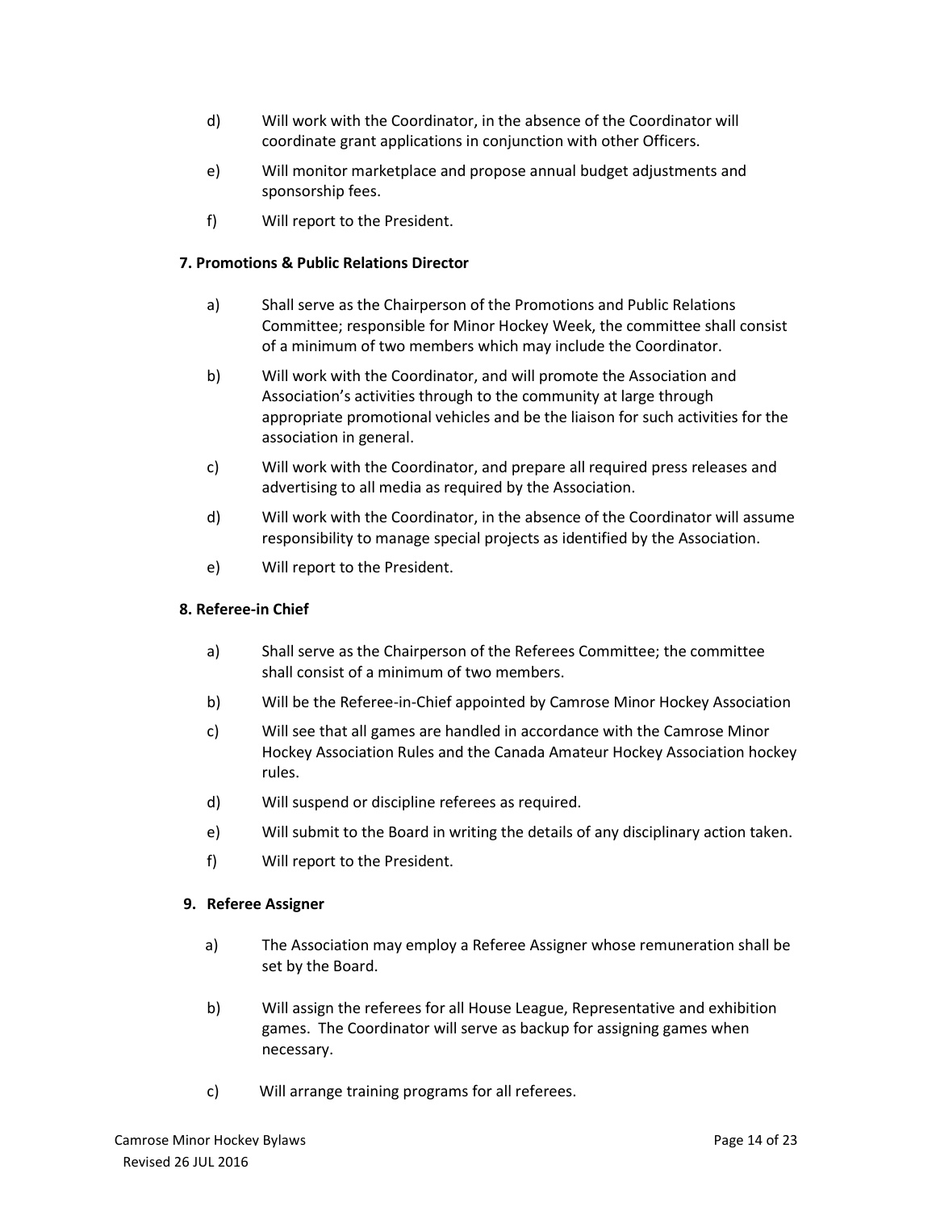d) Will work with the Coordinator, in the absence of the Coordinator will coordinate grant applications in conjunction with other Officers.

e) Will monitor marketplace and propose annual budget adjustments and sponsorship fees.

f) Will report to the President.

**7. Promotions & Public Relations Director**

a) Shall serve as the Chairperson of the Promotions and Public Relations Committee; responsible for Minor Hockey Week, the committee shall consist of a minimum of two members which may include the Coordinator.

b) Will work with the Coordinator, and will promote the Association and Association's activities through to the community at large through appropriate promotional vehicles and be the liaison for such activities for the association in general.

c) Will work with the Coordinator, and prepare all required press releases and advertising to all media as required by the Association.

d) Will work with the Coordinator, in the absence of the Coordinator will assume responsibility to manage special projects as identified by the Association.

e) Will report to the President.

**8. Referee-in Chief**

a) Shall serve as the Chairperson of the Referees Committee; the committee shall consist of a minimum of two members.

b) Will be the Referee-in-Chief appointed by Camrose Minor Hockey Association

c) Will see that all games are handled in accordance with the Camrose Minor Hockey Association Rules and the Canada Amateur Hockey Association hockey rules.

d) Will suspend or discipline referees as required.

e) Will submit to the Board in writing the details of any disciplinary action taken.

f) Will report to the President.

**9. Referee Assigner**

a) The Association may employ a Referee Assigner whose remuneration shall be set by the Board.

b) Will assign the referees for all House League, Representative and exhibition games. The Coordinator will serve as backup for assigning games when necessary.

c) Will arrange training programs for all referees.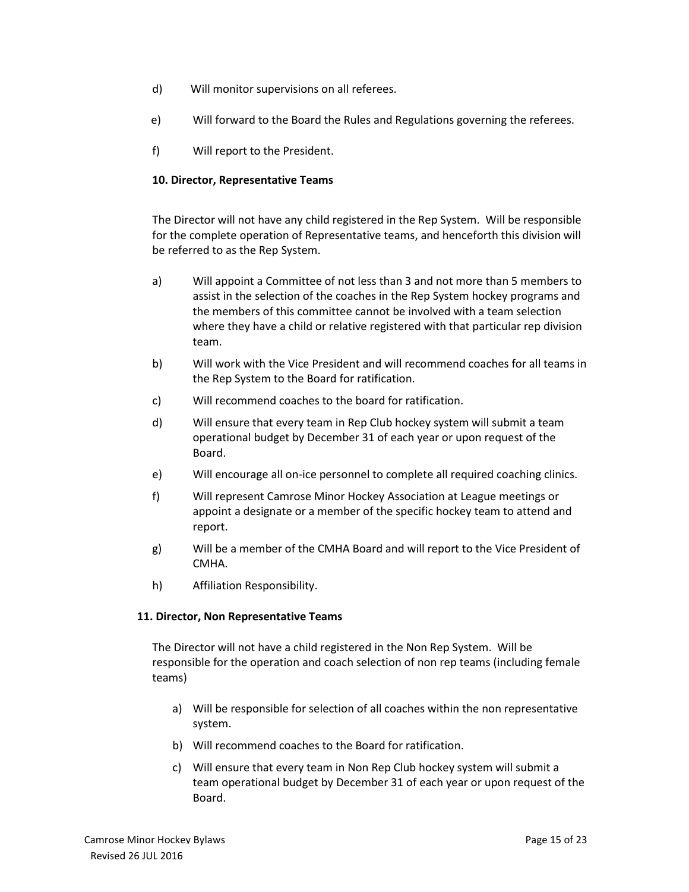d) Will monitor supervisions on all referees.

e) Will forward to the Board the Rules and Regulations governing the referees.

f) Will report to the President.

**10. Director, Representative Teams**

The Director will not have any child registered in the Rep System. Will be responsible for the complete operation of Representative teams, and henceforth this division will be referred to as the Rep System.

a) Will appoint a Committee of not less than 3 and not more than 5 members to assist in the selection of the coaches in the Rep System hockey programs and the members of this committee cannot be involved with a team selection where they have a child or relative registered with that particular rep division team.

b) Will work with the Vice President and will recommend coaches for all teams in the Rep System to the Board for ratification.

c) Will recommend coaches to the board for ratification.

d) Will ensure that every team in Rep Club hockey system will submit a team operational budget by December 31 of each year or upon request of the Board.

e) Will encourage all on-ice personnel to complete all required coaching clinics.

f) Will represent Camrose Minor Hockey Association at League meetings or appoint a designate or a member of the specific hockey team to attend and report.

g) Will be a member of the CMHA Board and will report to the Vice President of CMHA.

h) Affiliation Responsibility.

**11. Director, Non Representative Teams**

The Director will not have a child registered in the Non Rep System. Will be responsible for the operation and coach selection of non rep teams (including female teams)

a) Will be responsible for selection of all coaches within the non representative system.

b) Will recommend coaches to the Board for ratification.

c) Will ensure that every team in Non Rep Club hockey system will submit a team operational budget by December 31 of each year or upon request of the Board.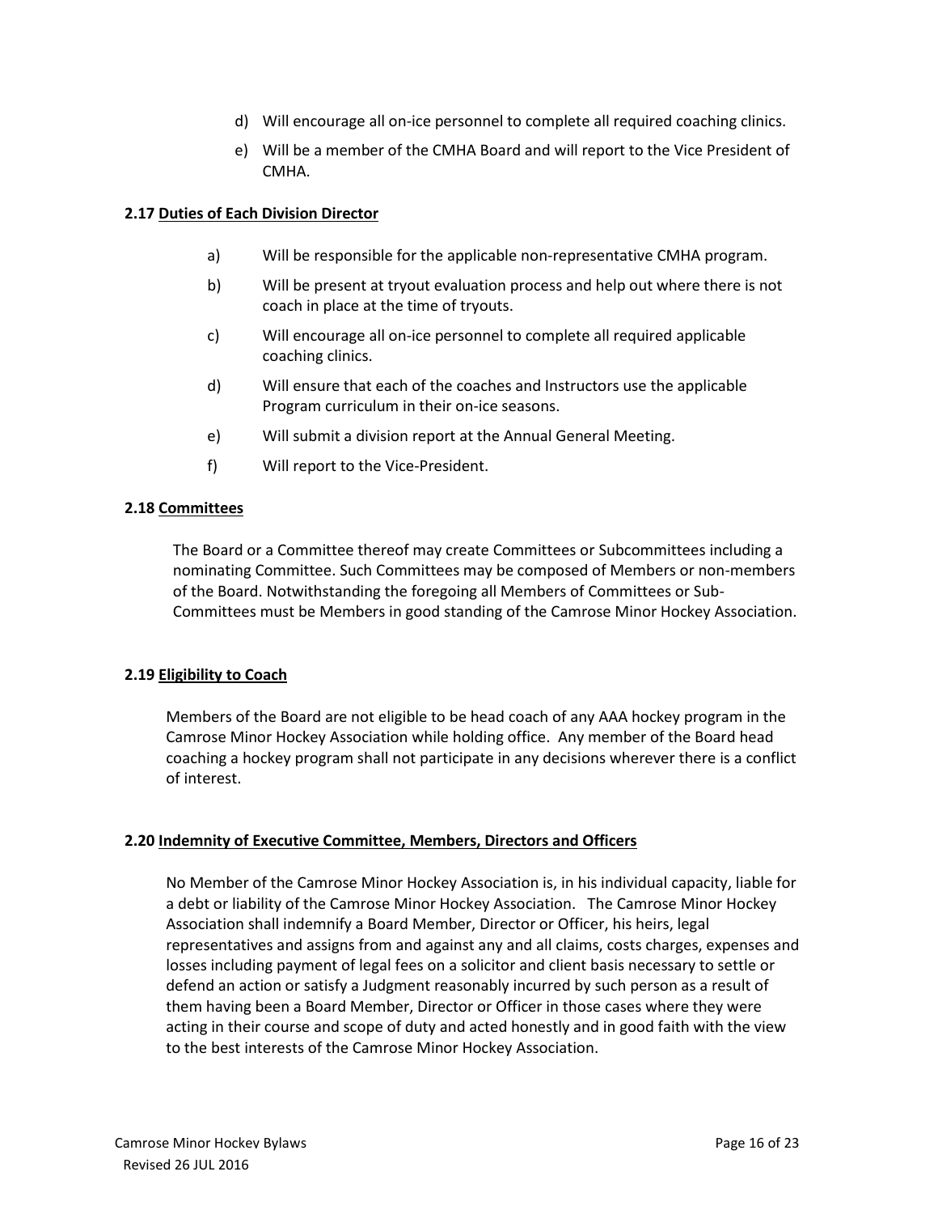d) Will encourage all on-ice personnel to complete all required coaching clinics.

e) Will be a member of the CMHA Board and will report to the Vice President of CMHA.

**2.17 <u>Duties of Each Division Director</u>**

a) Will be responsible for the applicable non-representative CMHA program.

b) Will be present at tryout evaluation process and help out where there is not coach in place at the time of tryouts.

c) Will encourage all on-ice personnel to complete all required applicable coaching clinics.

d) Will ensure that each of the coaches and Instructors use the applicable Program curriculum in their on-ice seasons.

e) Will submit a division report at the Annual General Meeting.

f) Will report to the Vice-President.

**2.18 <u>Committees</u>**

The Board or a Committee thereof may create Committees or Subcommittees including a nominating Committee. Such Committees may be composed of Members or non-members of the Board. Notwithstanding the foregoing all Members of Committees or Sub-Committees must be Members in good standing of the Camrose Minor Hockey Association.

**2.19 <u>Eligibility to Coach</u>**

Members of the Board are not eligible to be head coach of any AAA hockey program in the Camrose Minor Hockey Association while holding office. Any member of the Board head coaching a hockey program shall not participate in any decisions wherever there is a conflict of interest.

**2.20 <u>Indemnity of Executive Committee, Members, Directors and Officers</u>**

No Member of the Camrose Minor Hockey Association is, in his individual capacity, liable for a debt or liability of the Camrose Minor Hockey Association. The Camrose Minor Hockey Association shall indemnify a Board Member, Director or Officer, his heirs, legal representatives and assigns from and against any and all claims, costs charges, expenses and losses including payment of legal fees on a solicitor and client basis necessary to settle or defend an action or satisfy a Judgment reasonably incurred by such person as a result of them having been a Board Member, Director or Officer in those cases where they were acting in their course and scope of duty and acted honestly and in good faith with the view to the best interests of the Camrose Minor Hockey Association.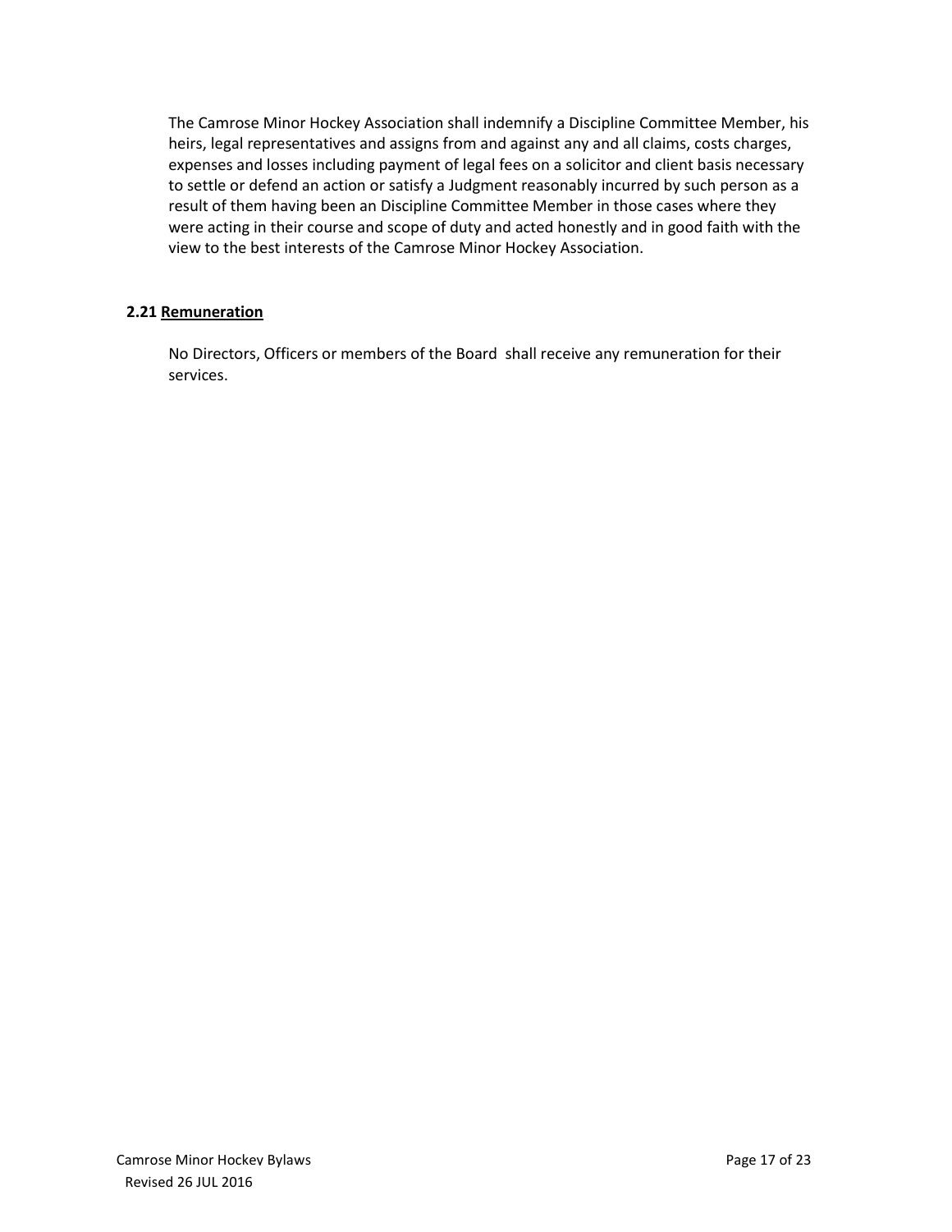The Camrose Minor Hockey Association shall indemnify a Discipline Committee Member, his heirs, legal representatives and assigns from and against any and all claims, costs charges, expenses and losses including payment of legal fees on a solicitor and client basis necessary to settle or defend an action or satisfy a Judgment reasonably incurred by such person as a result of them having been an Discipline Committee Member in those cases where they were acting in their course and scope of duty and acted honestly and in good faith with the view to the best interests of the Camrose Minor Hockey Association.

**2.21 <u>Remuneration</u>**

No Directors, Officers or members of the Board shall receive any remuneration for their services.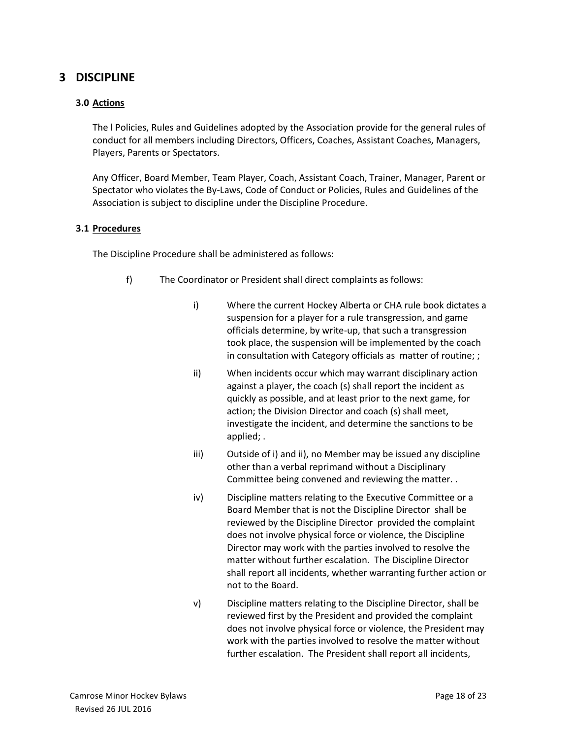# 3 DISCIPLINE

### 3.0 Actions

The l Policies, Rules and Guidelines adopted by the Association provide for the general rules of conduct for all members including Directors, Officers, Coaches, Assistant Coaches, Managers, Players, Parents or Spectators.

Any Officer, Board Member, Team Player, Coach, Assistant Coach, Trainer, Manager, Parent or Spectator who violates the By-Laws, Code of Conduct or Policies, Rules and Guidelines of the Association is subject to discipline under the Discipline Procedure.

### 3.1 Procedures

The Discipline Procedure shall be administered as follows:

f) The Coordinator or President shall direct complaints as follows:

- i) Where the current Hockey Alberta or CHA rule book dictates a suspension for a player for a rule transgression, and game officials determine, by write-up, that such a transgression took place, the suspension will be implemented by the coach in consultation with Category officials as matter of routine; ;
- ii) When incidents occur which may warrant disciplinary action against a player, the coach (s) shall report the incident as quickly as possible, and at least prior to the next game, for action; the Division Director and coach (s) shall meet, investigate the incident, and determine the sanctions to be applied; .
- iii) Outside of i) and ii), no Member may be issued any discipline other than a verbal reprimand without a Disciplinary Committee being convened and reviewing the matter. .
- iv) Discipline matters relating to the Executive Committee or a Board Member that is not the Discipline Director shall be reviewed by the Discipline Director provided the complaint does not involve physical force or violence, the Discipline Director may work with the parties involved to resolve the matter without further escalation. The Discipline Director shall report all incidents, whether warranting further action or not to the Board.
- v) Discipline matters relating to the Discipline Director, shall be reviewed first by the President and provided the complaint does not involve physical force or violence, the President may work with the parties involved to resolve the matter without further escalation. The President shall report all incidents,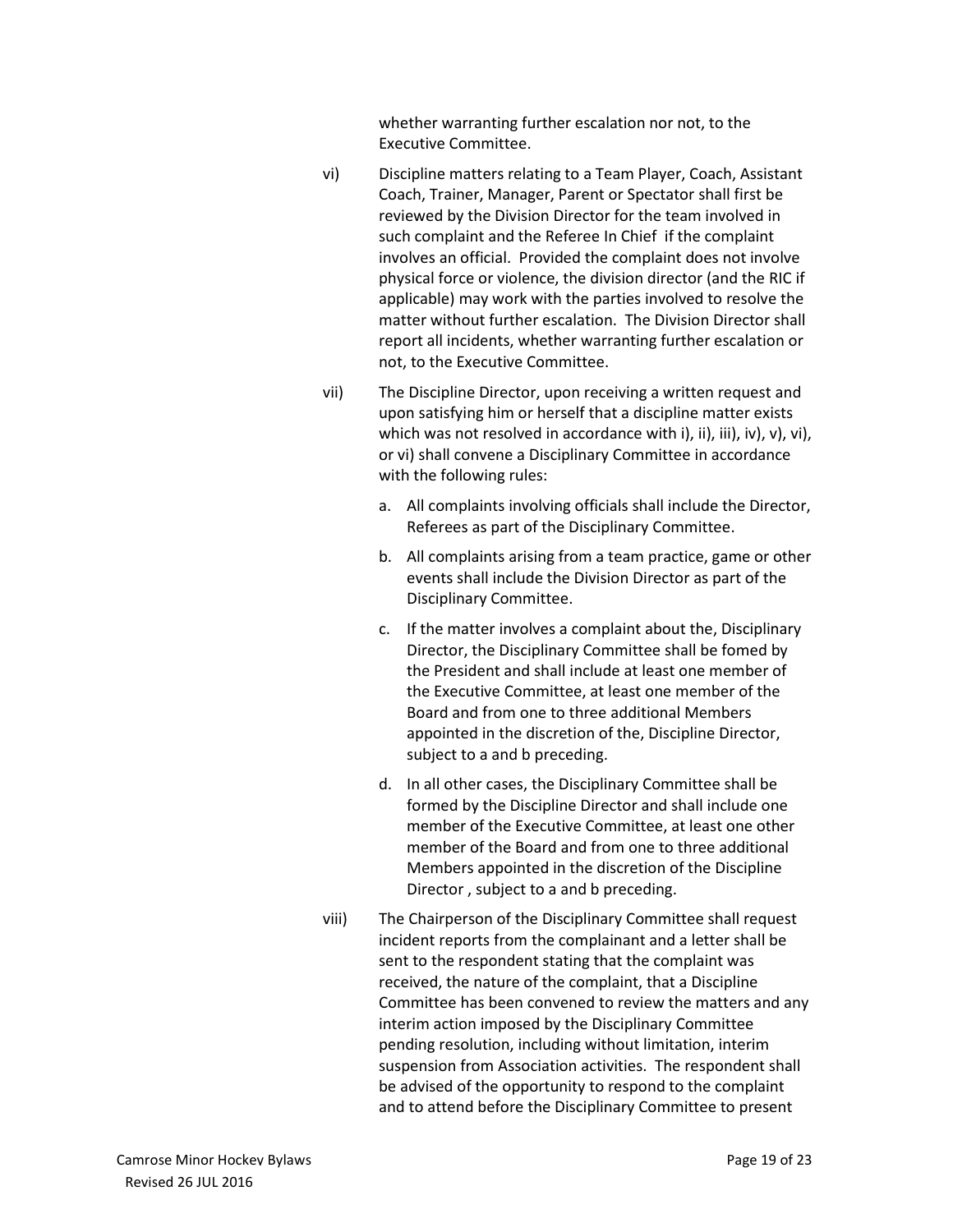whether warranting further escalation nor not, to the Executive Committee.

vi) Discipline matters relating to a Team Player, Coach, Assistant Coach, Trainer, Manager, Parent or Spectator shall first be reviewed by the Division Director for the team involved in such complaint and the Referee In Chief if the complaint involves an official. Provided the complaint does not involve physical force or violence, the division director (and the RIC if applicable) may work with the parties involved to resolve the matter without further escalation. The Division Director shall report all incidents, whether warranting further escalation or not, to the Executive Committee.

vii) The Discipline Director, upon receiving a written request and upon satisfying him or herself that a discipline matter exists which was not resolved in accordance with i), ii), iii), iv), v), vi), or vi) shall convene a Disciplinary Committee in accordance with the following rules:

   a. All complaints involving officials shall include the Director, Referees as part of the Disciplinary Committee.

   b. All complaints arising from a team practice, game or other events shall include the Division Director as part of the Disciplinary Committee.

   c. If the matter involves a complaint about the, Disciplinary Director, the Disciplinary Committee shall be fomed by the President and shall include at least one member of the Executive Committee, at least one member of the Board and from one to three additional Members appointed in the discretion of the, Discipline Director, subject to a and b preceding.

   d. In all other cases, the Disciplinary Committee shall be formed by the Discipline Director and shall include one member of the Executive Committee, at least one other member of the Board and from one to three additional Members appointed in the discretion of the Discipline Director , subject to a and b preceding.

viii) The Chairperson of the Disciplinary Committee shall request incident reports from the complainant and a letter shall be sent to the respondent stating that the complaint was received, the nature of the complaint, that a Discipline Committee has been convened to review the matters and any interim action imposed by the Disciplinary Committee pending resolution, including without limitation, interim suspension from Association activities. The respondent shall be advised of the opportunity to respond to the complaint and to attend before the Disciplinary Committee to present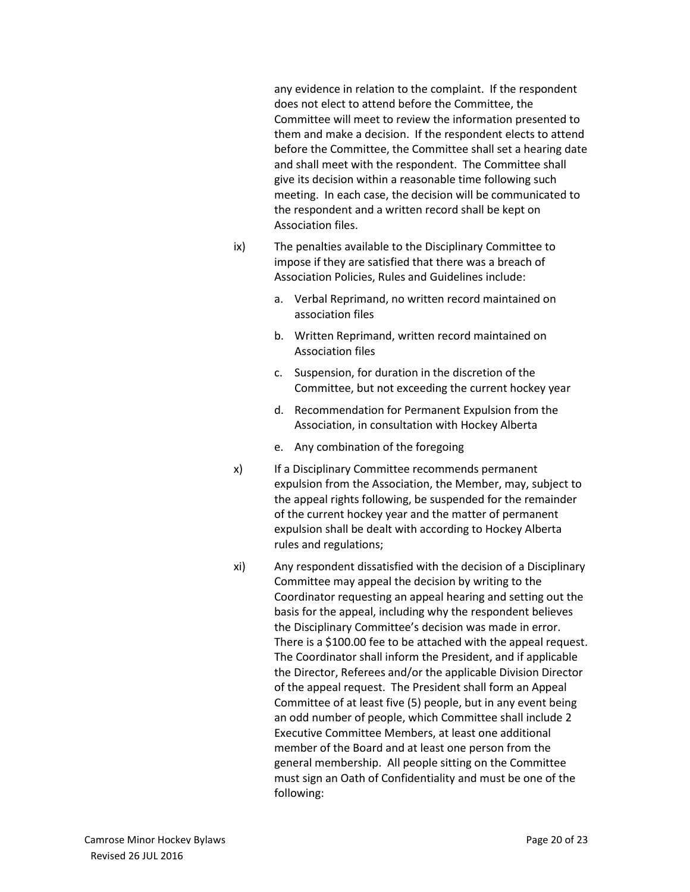any evidence in relation to the complaint. If the respondent does not elect to attend before the Committee, the Committee will meet to review the information presented to them and make a decision. If the respondent elects to attend before the Committee, the Committee shall set a hearing date and shall meet with the respondent. The Committee shall give its decision within a reasonable time following such meeting. In each case, the decision will be communicated to the respondent and a written record shall be kept on Association files.

ix) The penalties available to the Disciplinary Committee to impose if they are satisfied that there was a breach of Association Policies, Rules and Guidelines include:

   a. Verbal Reprimand, no written record maintained on association files

   b. Written Reprimand, written record maintained on Association files

   c. Suspension, for duration in the discretion of the Committee, but not exceeding the current hockey year

   d. Recommendation for Permanent Expulsion from the Association, in consultation with Hockey Alberta

   e. Any combination of the foregoing

x) If a Disciplinary Committee recommends permanent expulsion from the Association, the Member, may, subject to the appeal rights following, be suspended for the remainder of the current hockey year and the matter of permanent expulsion shall be dealt with according to Hockey Alberta rules and regulations;

xi) Any respondent dissatisfied with the decision of a Disciplinary Committee may appeal the decision by writing to the Coordinator requesting an appeal hearing and setting out the basis for the appeal, including why the respondent believes the Disciplinary Committee's decision was made in error. There is a $100.00 fee to be attached with the appeal request. The Coordinator shall inform the President, and if applicable the Director, Referees and/or the applicable Division Director of the appeal request. The President shall form an Appeal Committee of at least five (5) people, but in any event being an odd number of people, which Committee shall include 2 Executive Committee Members, at least one additional member of the Board and at least one person from the general membership. All people sitting on the Committee must sign an Oath of Confidentiality and must be one of the following: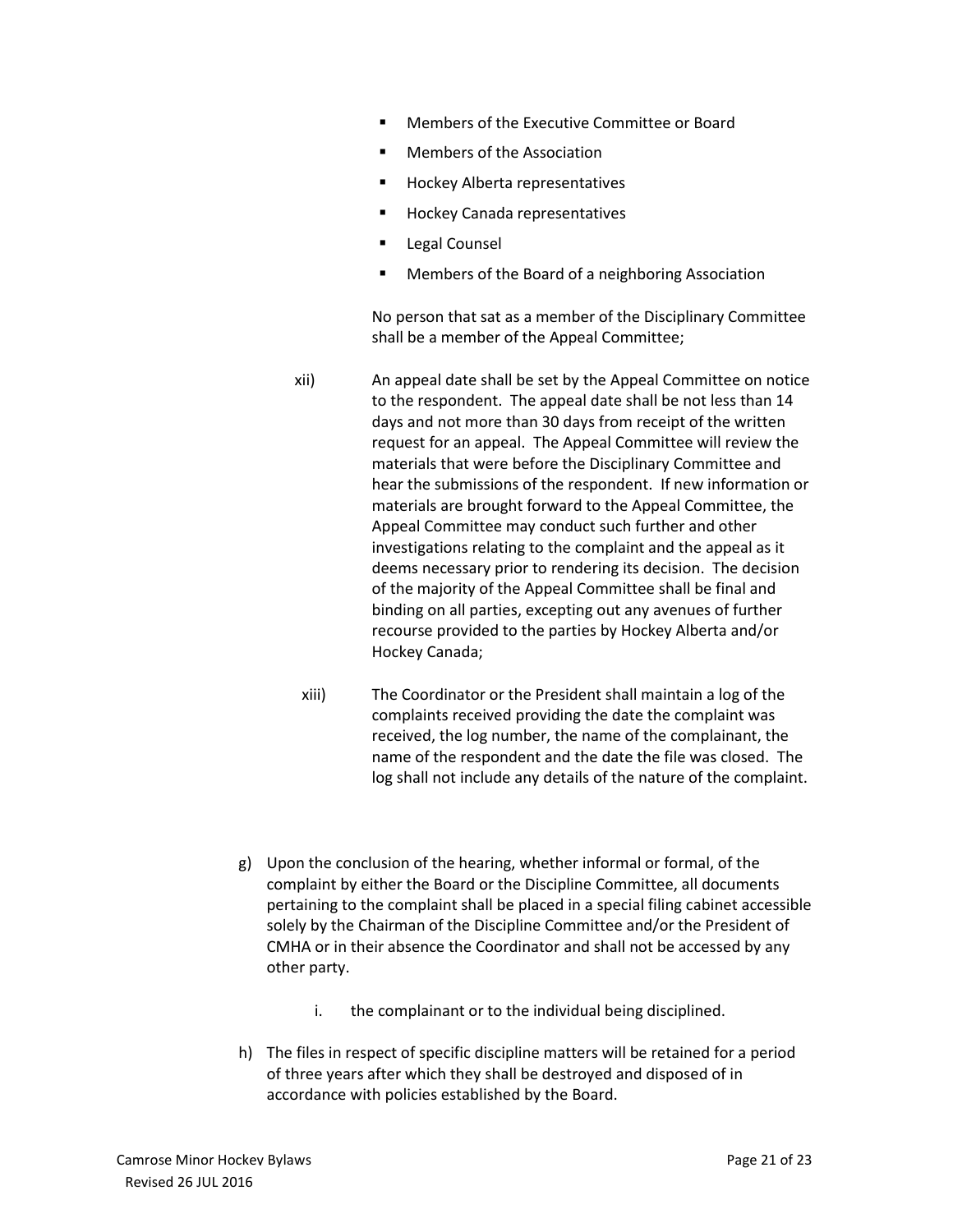- Members of the Executive Committee or Board
- Members of the Association
- Hockey Alberta representatives
- Hockey Canada representatives
- Legal Counsel
- Members of the Board of a neighboring Association

No person that sat as a member of the Disciplinary Committee shall be a member of the Appeal Committee;

xii) An appeal date shall be set by the Appeal Committee on notice to the respondent. The appeal date shall be not less than 14 days and not more than 30 days from receipt of the written request for an appeal. The Appeal Committee will review the materials that were before the Disciplinary Committee and hear the submissions of the respondent. If new information or materials are brought forward to the Appeal Committee, the Appeal Committee may conduct such further and other investigations relating to the complaint and the appeal as it deems necessary prior to rendering its decision. The decision of the majority of the Appeal Committee shall be final and binding on all parties, excepting out any avenues of further recourse provided to the parties by Hockey Alberta and/or Hockey Canada;

xiii) The Coordinator or the President shall maintain a log of the complaints received providing the date the complaint was received, the log number, the name of the complainant, the name of the respondent and the date the file was closed. The log shall not include any details of the nature of the complaint.

g) Upon the conclusion of the hearing, whether informal or formal, of the complaint by either the Board or the Discipline Committee, all documents pertaining to the complaint shall be placed in a special filing cabinet accessible solely by the Chairman of the Discipline Committee and/or the President of CMHA or in their absence the Coordinator and shall not be accessed by any other party.

   i. the complainant or to the individual being disciplined.

h) The files in respect of specific discipline matters will be retained for a period of three years after which they shall be destroyed and disposed of in accordance with policies established by the Board.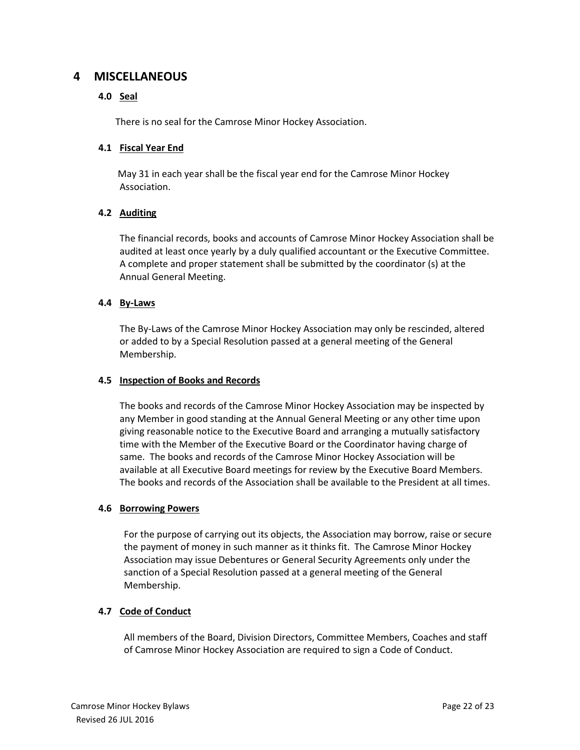# 4 MISCELLANEOUS

## 4.0 Seal

There is no seal for the Camrose Minor Hockey Association.

## 4.1 Fiscal Year End

May 31 in each year shall be the fiscal year end for the Camrose Minor Hockey Association.

## 4.2 Auditing

The financial records, books and accounts of Camrose Minor Hockey Association shall be audited at least once yearly by a duly qualified accountant or the Executive Committee. A complete and proper statement shall be submitted by the coordinator (s) at the Annual General Meeting.

## 4.4 By-Laws

The By-Laws of the Camrose Minor Hockey Association may only be rescinded, altered or added to by a Special Resolution passed at a general meeting of the General Membership.

## 4.5 Inspection of Books and Records

The books and records of the Camrose Minor Hockey Association may be inspected by any Member in good standing at the Annual General Meeting or any other time upon giving reasonable notice to the Executive Board and arranging a mutually satisfactory time with the Member of the Executive Board or the Coordinator having charge of same. The books and records of the Camrose Minor Hockey Association will be available at all Executive Board meetings for review by the Executive Board Members. The books and records of the Association shall be available to the President at all times.

## 4.6 Borrowing Powers

For the purpose of carrying out its objects, the Association may borrow, raise or secure the payment of money in such manner as it thinks fit. The Camrose Minor Hockey Association may issue Debentures or General Security Agreements only under the sanction of a Special Resolution passed at a general meeting of the General Membership.

## 4.7 Code of Conduct

All members of the Board, Division Directors, Committee Members, Coaches and staff of Camrose Minor Hockey Association are required to sign a Code of Conduct.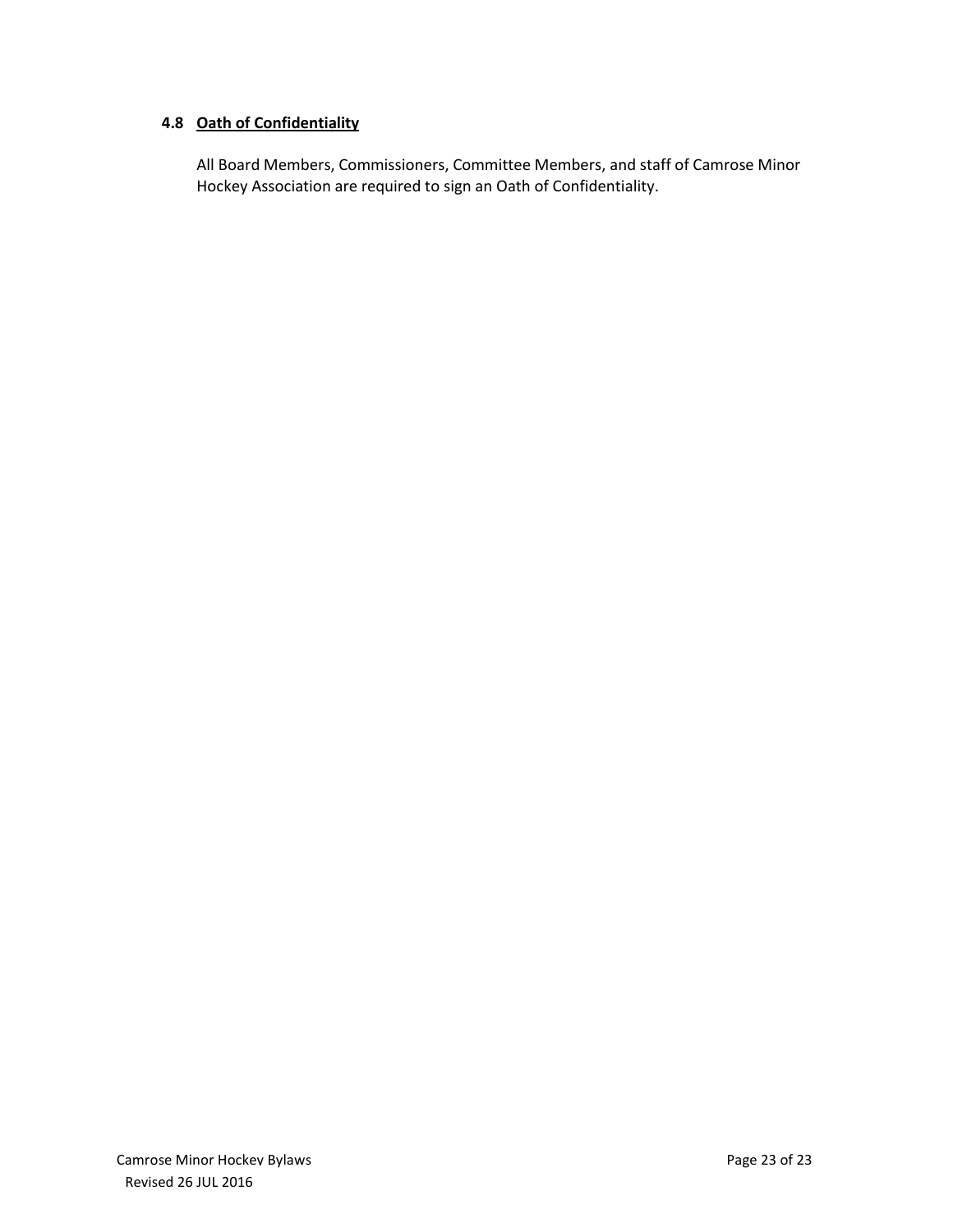### 4.8 <u>Oath of Confidentiality</u>

All Board Members, Commissioners, Committee Members, and staff of Camrose Minor Hockey Association are required to sign an Oath of Confidentiality.